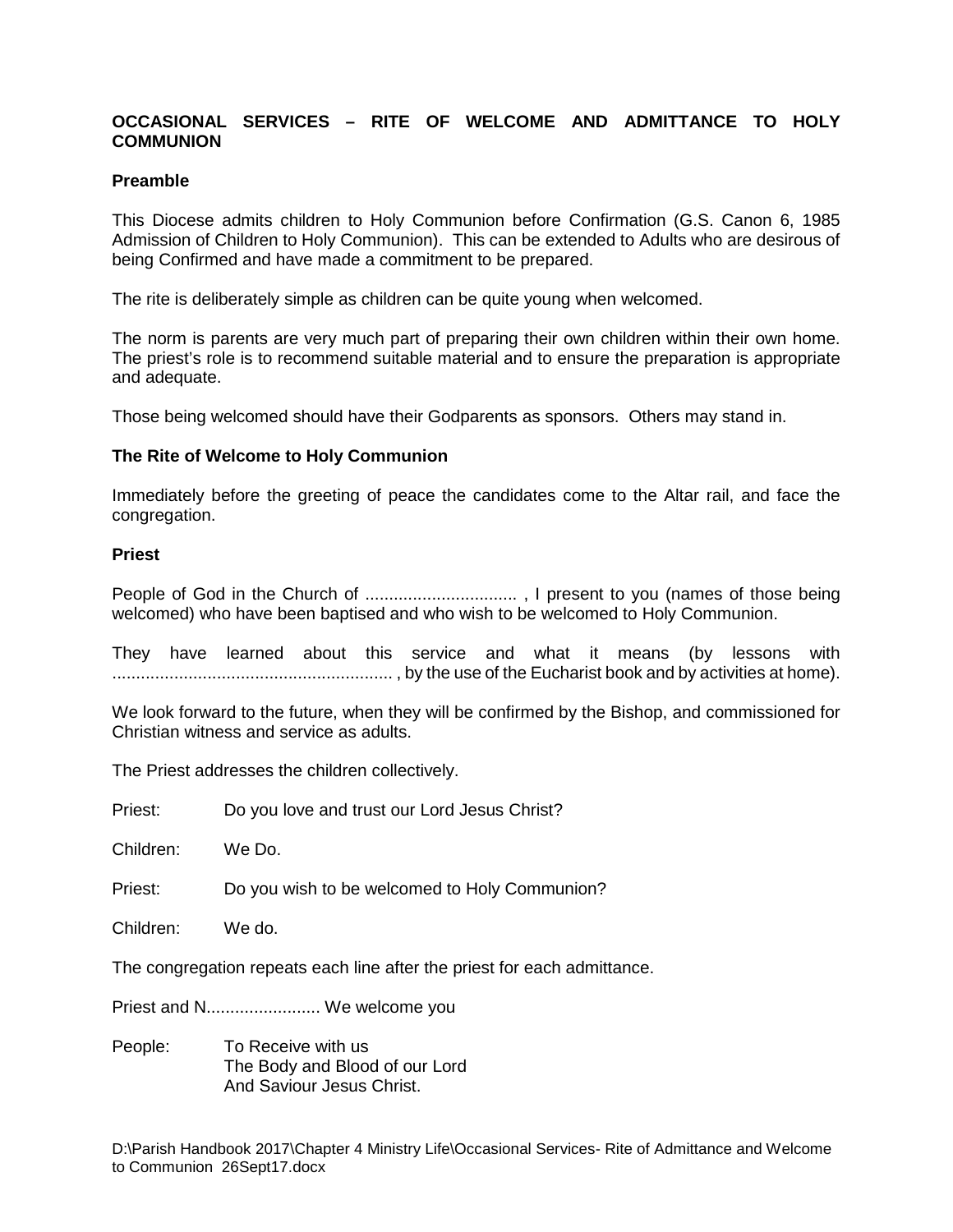# OCCASIONAL SERVICES – RITE OF WELCOME AND ADMITTANCE TO HOLY COMMUNION

## Preamble

This Diocese admits children to Holy Communion before Confirmation (G.S. Canon 6, 1985 Admission of Children to Holy Communion). This can be extended to Adults who are desirous of being Confirmed and have made a commitment to be prepared.

The rite is deliberately simple as children can be quite young when welcomed.

The norm is parents are very much part of preparing their own children within their own home. The priest's role is to recommend suitable material and to ensure the preparation is appropriate and adequate.

Those being welcomed should have their Godparents as sponsors. Others may stand in.

## The Rite of Welcome to Holy Communion

Immediately before the greeting of peace the candidates come to the Altar rail, and face the congregation.

**Priest**

People of God in the Church of ................................ , I present to you (names of those being welcomed) who have been baptised and who wish to be welcomed to Holy Communion.

They have learned about this service and what it means (by lessons with .......................................................... , by the use of the Eucharist book and by activities at home).

We look forward to the future, when they will be confirmed by the Bishop, and commissioned for Christian witness and service as adults.

The Priest addresses the children collectively.

Priest: Do you love and trust our Lord Jesus Christ?

Children: We Do.

Priest: Do you wish to be welcomed to Holy Communion?

Children: We do.

The congregation repeats each line after the priest for each admittance.

Priest and N........................ We welcome you

People: To Receive with us
The Body and Blood of our Lord
And Saviour Jesus Christ.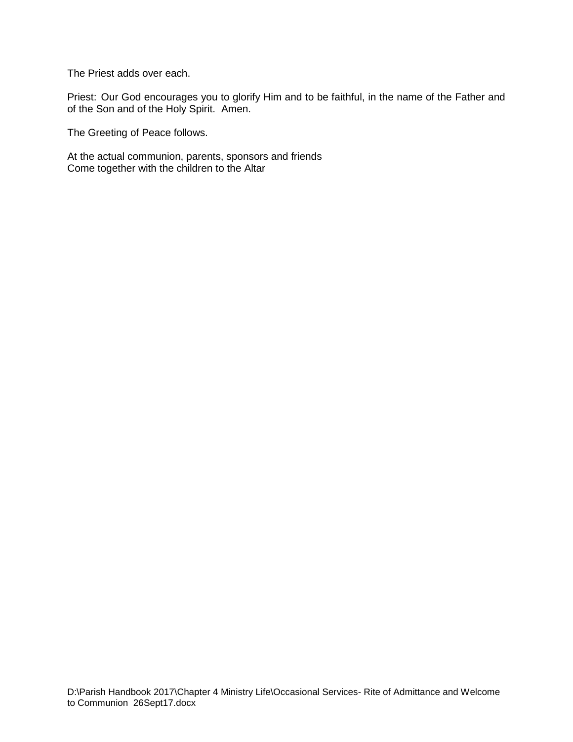The Priest adds over each.

Priest: Our God encourages you to glorify Him and to be faithful, in the name of the Father and of the Son and of the Holy Spirit. Amen.

The Greeting of Peace follows.

At the actual communion, parents, sponsors and friends
Come together with the children to the Altar